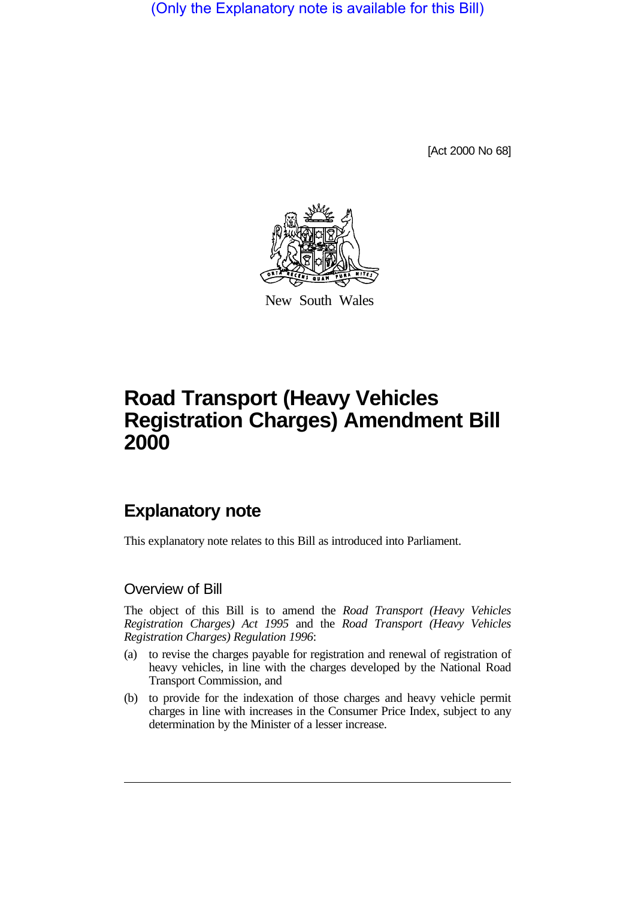(Only the Explanatory note is available for this Bill)

[Act 2000 No 68]

New South Wales

# Road Transport (Heavy Vehicles Registration Charges) Amendment Bill 2000

## Explanatory note

This explanatory note relates to this Bill as introduced into Parliament.

### Overview of Bill

The object of this Bill is to amend the *Road Transport (Heavy Vehicles Registration Charges) Act 1995* and the *Road Transport (Heavy Vehicles Registration Charges) Regulation 1996*:

(a) to revise the charges payable for registration and renewal of registration of heavy vehicles, in line with the charges developed by the National Road Transport Commission, and

(b) to provide for the indexation of those charges and heavy vehicle permit charges in line with increases in the Consumer Price Index, subject to any determination by the Minister of a lesser increase.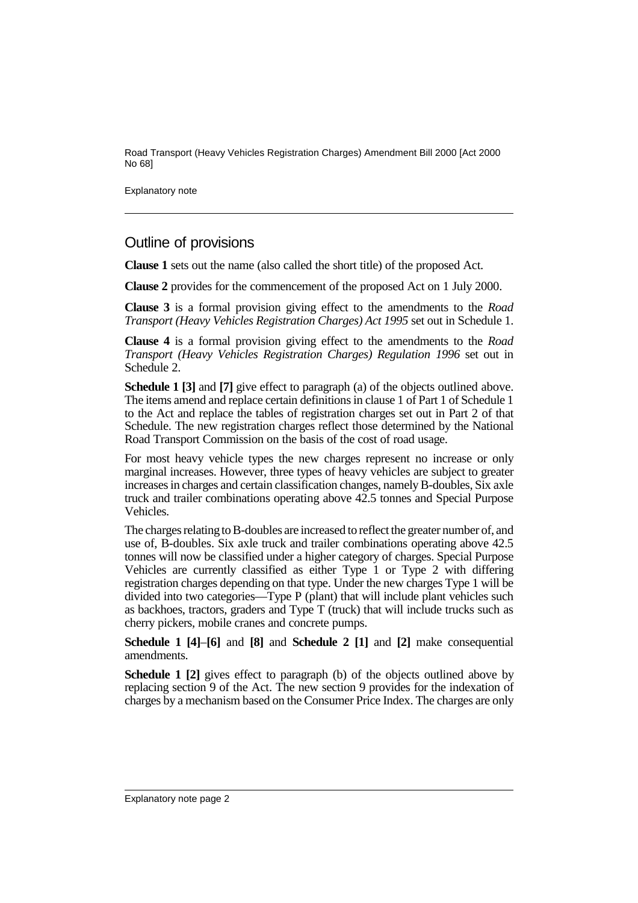## Outline of provisions

**Clause 1** sets out the name (also called the short title) of the proposed Act.

**Clause 2** provides for the commencement of the proposed Act on 1 July 2000.

**Clause 3** is a formal provision giving effect to the amendments to the *Road Transport (Heavy Vehicles Registration Charges) Act 1995* set out in Schedule 1.

**Clause 4** is a formal provision giving effect to the amendments to the *Road Transport (Heavy Vehicles Registration Charges) Regulation 1996* set out in Schedule 2.

**Schedule 1 [3]** and **[7]** give effect to paragraph (a) of the objects outlined above. The items amend and replace certain definitions in clause 1 of Part 1 of Schedule 1 to the Act and replace the tables of registration charges set out in Part 2 of that Schedule. The new registration charges reflect those determined by the National Road Transport Commission on the basis of the cost of road usage.

For most heavy vehicle types the new charges represent no increase or only marginal increases. However, three types of heavy vehicles are subject to greater increases in charges and certain classification changes, namely B-doubles, Six axle truck and trailer combinations operating above 42.5 tonnes and Special Purpose Vehicles.

The charges relating to B-doubles are increased to reflect the greater number of, and use of, B-doubles. Six axle truck and trailer combinations operating above 42.5 tonnes will now be classified under a higher category of charges. Special Purpose Vehicles are currently classified as either Type 1 or Type 2 with differing registration charges depending on that type. Under the new charges Type 1 will be divided into two categories—Type P (plant) that will include plant vehicles such as backhoes, tractors, graders and Type T (truck) that will include trucks such as cherry pickers, mobile cranes and concrete pumps.

**Schedule 1 [4]**–**[6]** and **[8]** and **Schedule 2 [1]** and **[2]** make consequential amendments.

**Schedule 1 [2]** gives effect to paragraph (b) of the objects outlined above by replacing section 9 of the Act. The new section 9 provides for the indexation of charges by a mechanism based on the Consumer Price Index. The charges are only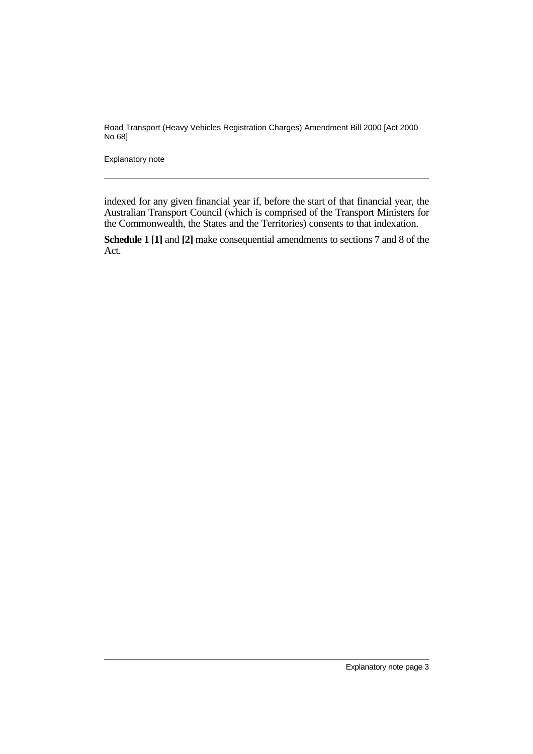indexed for any given financial year if, before the start of that financial year, the Australian Transport Council (which is comprised of the Transport Ministers for the Commonwealth, the States and the Territories) consents to that indexation.

**Schedule 1 [1]** and **[2]** make consequential amendments to sections 7 and 8 of the Act.